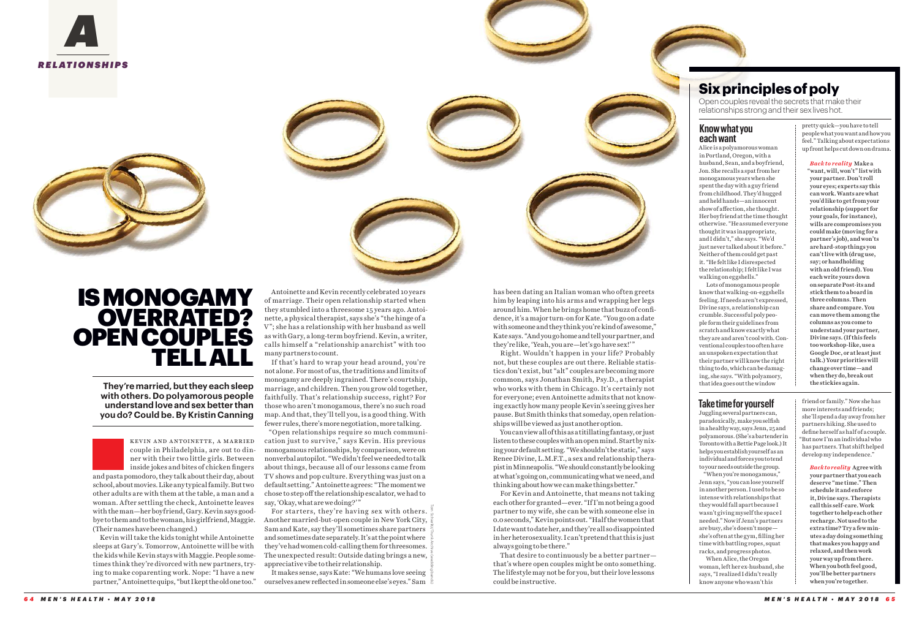RELATIONSHIPS

# IS MONOGAMY OVERRATED? OPEN COUPLES TELL ALL

**They're married, but they each sleep with others. Do polyamorous people understand love and sex better than you do? Could be. By Kristin Canning**

KEVIN AND ANTOINETTE, A MARRIED couple in Philadelphia, are out to dinner with their two little girls. Between inside jokes and bites of chicken fingers and pasta pomodoro, they talk about their day, about school, about movies. Like any typical family. But two other adults are with them at the table, a man and a woman. After settling the check, Antoinette leaves with the man—her boyfriend, Gary. Kevin says goodbye to them and to the woman, his girlfriend, Maggie. (Their names have been changed.)

Kevin will take the kids tonight while Antoinette sleeps at Gary's. Tomorrow, Antoinette will be with the kids while Kevin stays with Maggie. People sometimes think they're divorced with new partners, trying to make coparenting work. Nope: "I have a new partner," Antoinette quips, "but I kept the old one too."

Antoinette and Kevin recently celebrated 10 years of marriage. Their open relationship started when they stumbled into a threesome 15 years ago. Antoinette, a physical therapist, says she's "the hinge of a V"; she has a relationship with her husband as well as with Gary, a long-term boyfriend. Kevin, a writer, calls himself a "relationship anarchist" with too many partners to count.

If that's hard to wrap your head around, you're not alone. For most of us, the traditions and limits of monogamy are deeply ingrained. There's courtship, marriage, and children. Then you grow old together, faithfully. That's relationship success, right? For those who aren't monogamous, there's no such road map. And that, they'll tell you, is a good thing. With fewer rules, there's more negotiation, more talking.

"Open relationships require so much communication just to survive," says Kevin. His previous monogamous relationships, by comparison, were on nonverbal autopilot. "We didn't feel we needed to talk about things, because all of our lessons came from TV shows and pop culture. Everything was just on a default setting." Antoinette agrees: "The moment we chose to step off the relationship escalator, we had to say, 'Okay, what are we doing?'"

For starters, they're having sex with others. Another married-but-open couple in New York City, Sam and Kate, say they'll sometimes share partners and sometimes date separately. It's at the point where they've had women cold-calling them for threesomes. The unexpected result: Outside dating brings a new, appreciative vibe to their relationship.

It makes sense, says Kate: "We humans love seeing ourselves anew reflected in someone else's eyes." Sam has been dating an Italian woman who often greets him by leaping into his arms and wrapping her legs around him. When he brings home that buzz of confidence, it's a major turn-on for Kate. "You go on a date with someone and they think you're kind of awesome," Kate says. "And you go home and tell your partner, and they're like, 'Yeah, you are—let's go have sex!'"

Right. Wouldn't happen in your life? Probably not, but these couples are out there. Reliable statistics don't exist, but "alt" couples are becoming more common, says Jonathan Smith, Psy.D., a therapist who works with them in Chicago. It's certainly not for everyone; even Antoinette admits that not knowing exactly how many people Kevin's seeing gives her pause. But Smith thinks that someday, open relationships will be viewed as just another option.

You can view all of this as a titillating fantasy, or just listen to these couples with an open mind. Start by nixing your default setting. "We shouldn't be static," says Renee Divine, L.M.F.T., a sex and relationship therapist in Minneapolis. "We should constantly be looking at what's going on, communicating what we need, and thinking about how we can make things better."

For Kevin and Antoinette, that means not taking each other for granted—ever. "If I'm not being a good partner to my wife, she can be with someone else in 0.0 seconds," Kevin points out. "Half the women that I date want to date her, and they're all so disappointed in her heterosexuality. I can't pretend that this is just always going to be there."

That desire to continuously be a better partner—that's where open couples might be onto something. The lifestyle may not be for you, but their love lessons could be instructive.

Tom Schierlitz/Turk Archive (wedding bands)

## Six principles of poly

Open couples reveal the secrets that make their relationships strong and their sex lives hot.

### Know what you each want

Alice is a polyamorous woman in Portland, Oregon, with a husband, Sean, and a boyfriend, Jon. She recalls a spat from her monogamous years when she spent the day with a guy friend from childhood. They'd hugged and held hands—an innocent show of affection, she thought. Her boyfriend at the time thought otherwise. "He assumed everyone thought it was inappropriate, and I didn't," she says. "We'd just never talked about it before." Neither of them could get past it. "He felt like I disrespected the relationship; I felt like I was walking on eggshells."

Lots of monogamous people know that walking-on-eggshells feeling. If needs aren't expressed, Divine says, a relationship can crumble. Successful poly people form their guidelines from scratch and know exactly what they are and aren't cool with. Conventional couples too often have an unspoken expectation that their partner will know the right thing to do, which can be damaging, she says. "With polyamory, that idea goes out the window pretty quick—you have to tell people what you want and how you feel." Talking about expectations up front helps cut down on drama.

***Back to reality*** **Make a "want, will, won't" list with your partner. Don't roll your eyes; experts say this can work. Wants are what you'd like to get from your relationship (support for your goals, for instance), wills are compromises you could make (moving for a partner's job), and won'ts are hard-stop things you can't live with (drug use, say; or handholding with an old friend). You each write yours down on separate Post-its and stick them to a board in three columns. Then share and compare. You can move them among the columns as you come to understand your partner, Divine says. (If this feels too workshop-like, use a Google Doc, or at least just talk.) Your priorities will change over time—and when they do, break out the stickies again.**

### Take time for yourself

Juggling several partners can, paradoxically, make you selfish in a healthy way, says Jenn, 25 and polyamorous. (She's a bartender in Toronto with a Bettie Page look.) It helps you establish yourself as an individual and forces you to tend to your needs outside the group.

"When you're monogamous," Jenn says, "you can lose yourself in another person. I used to be so intense with relationships that they would fall apart because I wasn't giving myself the space I needed." Now if Jenn's partners are busy, she doesn't mope—she's often at the gym, filling her time with battling ropes, squat racks, and progress photos.

When Alice, the Oregon woman, left her ex-husband, she says, "I realized I didn't really know anyone who wasn't this friend or family." Now she has more interests and friends; she'll spend a day away from her partners hiking. She used to define herself as half of a couple. "But now I'm an individual who has partners. That shift helped develop my independence."

***Back to reality*** **Agree with your partner that you each deserve "me time." Then schedule it and enforce it, Divine says. Therapists call this self-care. Work together to help each other recharge. Not used to the extra time? Try a few minutes a day doing something that makes you happy and relaxed, and then work your way up from there. When you both feel good, you'll be better partners when you're together.**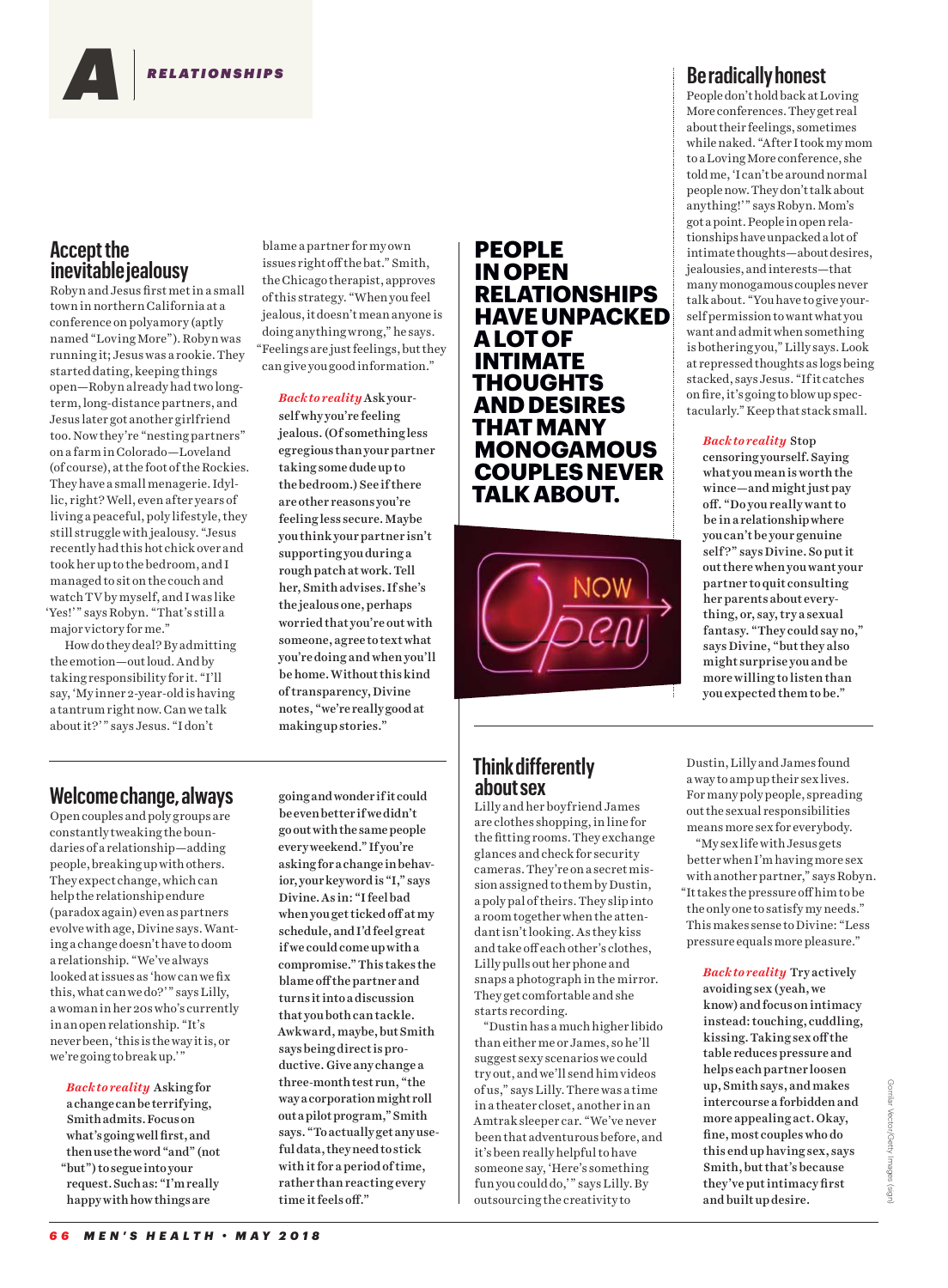## Accept the inevitable jealousy

Robyn and Jesus first met in a small town in northern California at a conference on polyamory (aptly named "Loving More"). Robyn was running it; Jesus was a rookie. They started dating, keeping things open—Robyn already had two long-term, long-distance partners, and Jesus later got another girlfriend too. Now they're "nesting partners" on a farm in Colorado—Loveland (of course), at the foot of the Rockies. They have a small menagerie. Idyllic, right? Well, even after years of living a peaceful, poly lifestyle, they still struggle with jealousy. "Jesus recently had this hot chick over and took her up to the bedroom, and I managed to sit on the couch and watch TV by myself, and I was like 'Yes!'" says Robyn. "That's still a major victory for me."

How do they deal? By admitting the emotion—out loud. And by taking responsibility for it. "I'll say, 'My inner 2-year-old is having a tantrum right now. Can we talk about it?'" says Jesus. "I don't blame a partner for my own issues right off the bat." Smith, the Chicago therapist, approves of this strategy. "When you feel jealous, it doesn't mean anyone is doing anything wrong," he says. "Feelings are just feelings, but they can give you good information."

***Back to reality*** **Ask yourself why you're feeling jealous. (Of something less egregious than your partner taking some dude up to the bedroom.) See if there are other reasons you're feeling less secure. Maybe you think your partner isn't supporting you during a rough patch at work. Tell her, Smith advises. If she's the jealous one, perhaps worried that you're out with someone, agree to text what you're doing and when you'll be home. Without this kind of transparency, Divine notes, "we're really good at making up stories."**

## Welcome change, always

Open couples and poly groups are constantly tweaking the boundaries of a relationship—adding people, breaking up with others. They expect change, which can help the relationship endure (paradox again) even as partners evolve with age, Divine says. Wanting a change doesn't have to doom a relationship. "We've always looked at issues as 'how can we fix this, what can we do?'" says Lilly, a woman in her 20s who's currently in an open relationship. "It's never been, 'this is the way it is, or we're going to break up.'"

***Back to reality*** **Asking for a change can be terrifying, Smith admits. Focus on what's going well first, and then use the word "and" (not "but") to segue into your request. Such as: "I'm really happy with how things are going and wonder if it could be even better if we didn't go out with the same people every weekend." If you're asking for a change in behavior, your keyword is "I," says Divine. As in: "I feel bad when you get ticked off at my schedule, and I'd feel great if we could come up with a compromise." This takes the blame off the partner and turns it into a discussion that you both can tackle. Awkward, maybe, but Smith says being direct is productive. Give any change a three-month test run, "the way a corporation might roll out a pilot program," Smith says. "To actually get any useful data, they need to stick with it for a period of time, rather than reacting every time it feels off."**

**PEOPLE IN OPEN RELATIONSHIPS HAVE UNPACKED A LOT OF INTIMATE THOUGHTS AND DESIRES THAT MANY MONOGAMOUS COUPLES NEVER TALK ABOUT.**

## Be radically honest

People don't hold back at Loving More conferences. They get real about their feelings, sometimes while naked. "After I took my mom to a Loving More conference, she told me, 'I can't be around normal people now. They don't talk about anything!'" says Robyn. Mom's got a point. People in open relationships have unpacked a lot of intimate thoughts—about desires, jealousies, and interests—that many monogamous couples never talk about. "You have to give yourself permission to want what you want and admit when something is bothering you," Lilly says. Look at repressed thoughts as logs being stacked, says Jesus. "If it catches on fire, it's going to blow up spectacularly." Keep that stack small.

***Back to reality*** **Stop censoring yourself. Saying what you mean is worth the wince—and might just pay off. "Do you really want to be in a relationship where you can't be your genuine self?" says Divine. So put it out there when you want your partner to quit consulting her parents about everything, or, say, try a sexual fantasy. "They could say no," says Divine, "but they also might surprise you and be more willing to listen than you expected them to be."**

## Think differently about sex

Lilly and her boyfriend James are clothes shopping, in line for the fitting rooms. They exchange glances and check for security cameras. They're on a secret mission assigned to them by Dustin, a poly pal of theirs. They slip into a room together when the attendant isn't looking. As they kiss and take off each other's clothes, Lilly pulls out her phone and snaps a photograph in the mirror. They get comfortable and she starts recording.

"Dustin has a much higher libido than either me or James, so he'll suggest sexy scenarios we could try out, and we'll send him videos of us," says Lilly. There was a time in a theater closet, another in an Amtrak sleeper car. "We've never been that adventurous before, and it's been really helpful to have someone say, 'Here's something fun you could do,'" says Lilly. By outsourcing the creativity to Dustin, Lilly and James found a way to amp up their sex lives. For many poly people, spreading out the sexual responsibilities means more sex for everybody.

"My sex life with Jesus gets better when I'm having more sex with another partner," says Robyn. "It takes the pressure off him to be the only one to satisfy my needs." This makes sense to Divine: "Less pressure equals more pleasure."

***Back to reality*** **Try actively avoiding sex (yeah, we know) and focus on intimacy instead: touching, cuddling, kissing. Taking sex off the table reduces pressure and helps each partner loosen up, Smith says, and makes intercourse a forbidden and more appealing act. Okay, fine, most couples who do this end up having sex, says Smith, but that's because they've put intimacy first and built up desire.**